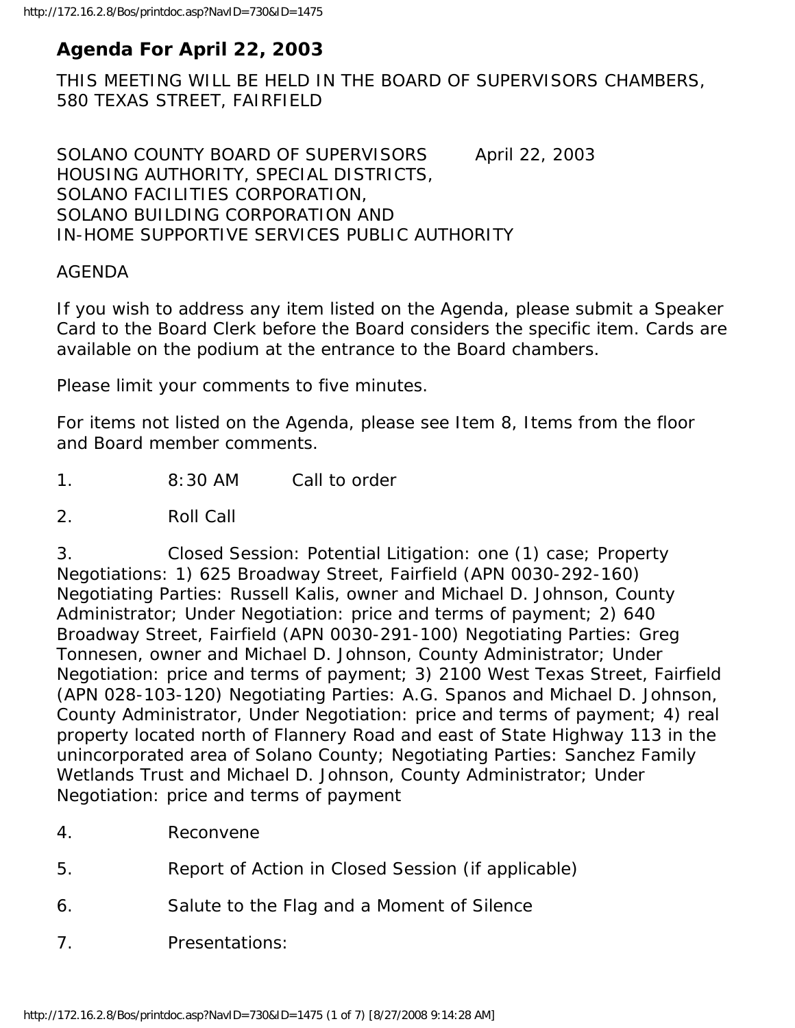# Agenda For April 22, 2003

THIS MEETING WILL BE HELD IN THE BOARD OF SUPERVISORS CHAMBERS, 580 TEXAS STREET, FAIRFIELD

SOLANO COUNTY BOARD OF SUPERVISORS April 22, 2003
HOUSING AUTHORITY, SPECIAL DISTRICTS,
SOLANO FACILITIES CORPORATION,
SOLANO BUILDING CORPORATION AND
IN-HOME SUPPORTIVE SERVICES PUBLIC AUTHORITY

AGENDA

If you wish to address any item listed on the Agenda, please submit a Speaker Card to the Board Clerk before the Board considers the specific item. Cards are available on the podium at the entrance to the Board chambers.

Please limit your comments to five minutes.

For items not listed on the Agenda, please see Item 8, Items from the floor and Board member comments.

1. 8:30 AM Call to order

2. Roll Call

3. Closed Session: Potential Litigation: one (1) case; Property Negotiations: 1) 625 Broadway Street, Fairfield (APN 0030-292-160) Negotiating Parties: Russell Kalis, owner and Michael D. Johnson, County Administrator; Under Negotiation: price and terms of payment; 2) 640 Broadway Street, Fairfield (APN 0030-291-100) Negotiating Parties: Greg Tonnesen, owner and Michael D. Johnson, County Administrator; Under Negotiation: price and terms of payment; 3) 2100 West Texas Street, Fairfield (APN 028-103-120) Negotiating Parties: A.G. Spanos and Michael D. Johnson, County Administrator, Under Negotiation: price and terms of payment; 4) real property located north of Flannery Road and east of State Highway 113 in the unincorporated area of Solano County; Negotiating Parties: Sanchez Family Wetlands Trust and Michael D. Johnson, County Administrator; Under Negotiation: price and terms of payment

4. Reconvene

5. Report of Action in Closed Session (if applicable)

6. Salute to the Flag and a Moment of Silence

7. Presentations: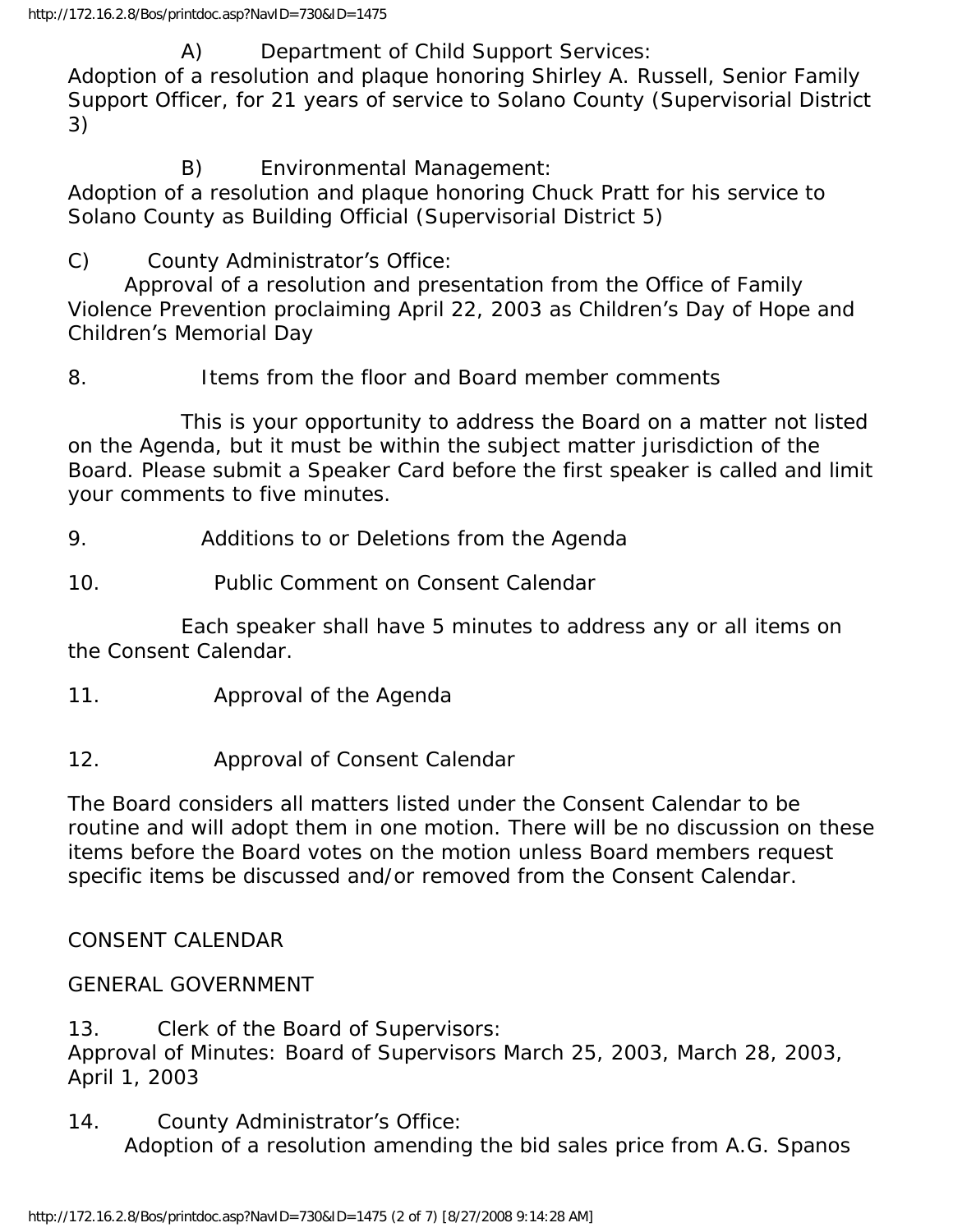A) Department of Child Support Services:
Adoption of a resolution and plaque honoring Shirley A. Russell, Senior Family Support Officer, for 21 years of service to Solano County (Supervisorial District 3)

B) Environmental Management:
Adoption of a resolution and plaque honoring Chuck Pratt for his service to Solano County as Building Official (Supervisorial District 5)

C) County Administrator's Office:
Approval of a resolution and presentation from the Office of Family Violence Prevention proclaiming April 22, 2003 as Children's Day of Hope and Children's Memorial Day

8. Items from the floor and Board member comments

This is your opportunity to address the Board on a matter not listed on the Agenda, but it must be within the subject matter jurisdiction of the Board. Please submit a Speaker Card before the first speaker is called and limit your comments to five minutes.

9. Additions to or Deletions from the Agenda

10. Public Comment on Consent Calendar

Each speaker shall have 5 minutes to address any or all items on the Consent Calendar.

11. Approval of the Agenda

12. Approval of Consent Calendar

The Board considers all matters listed under the Consent Calendar to be routine and will adopt them in one motion. There will be no discussion on these items before the Board votes on the motion unless Board members request specific items be discussed and/or removed from the Consent Calendar.

CONSENT CALENDAR

GENERAL GOVERNMENT

13. Clerk of the Board of Supervisors:
Approval of Minutes: Board of Supervisors March 25, 2003, March 28, 2003, April 1, 2003

14. County Administrator's Office:
Adoption of a resolution amending the bid sales price from A.G. Spanos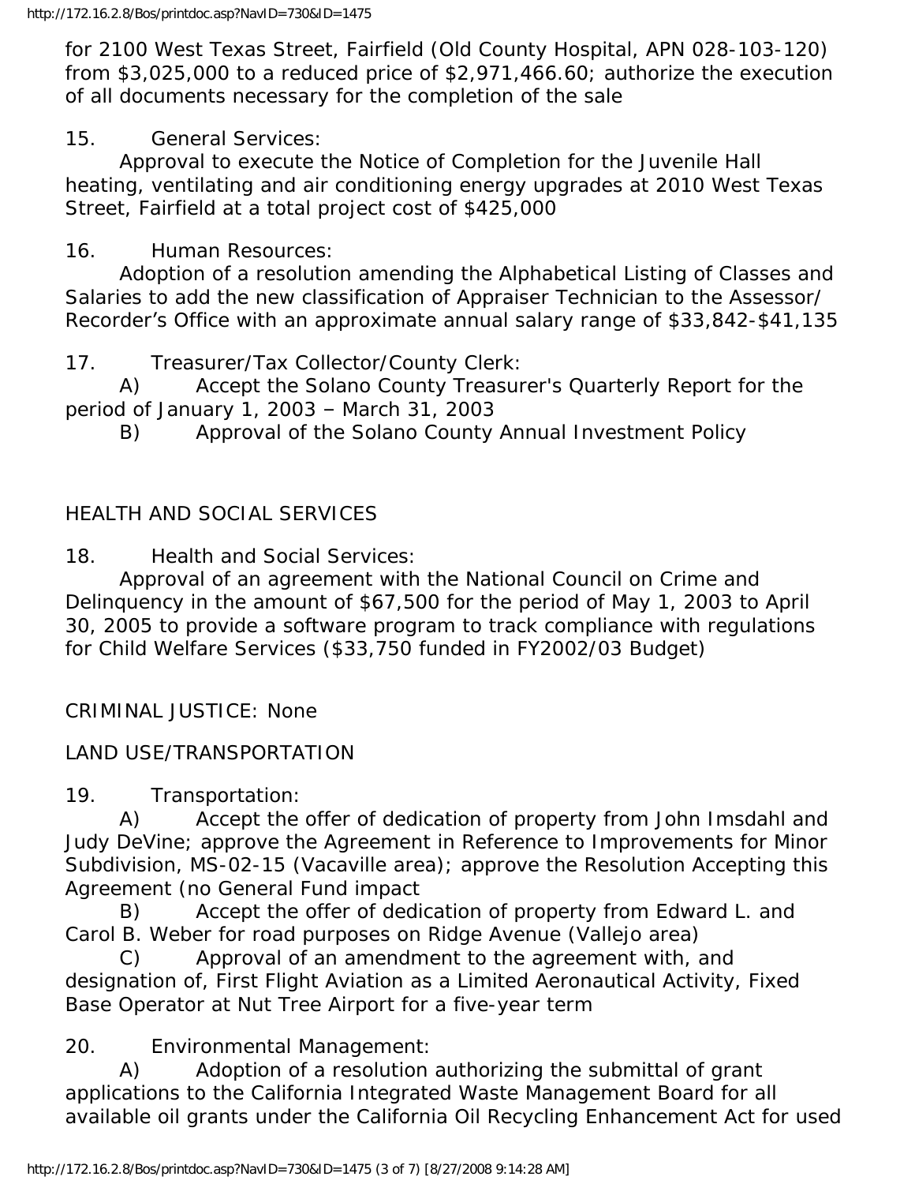for 2100 West Texas Street, Fairfield (Old County Hospital, APN 028-103-120) from $3,025,000 to a reduced price of $2,971,466.60; authorize the execution of all documents necessary for the completion of the sale

15. General Services:
Approval to execute the Notice of Completion for the Juvenile Hall heating, ventilating and air conditioning energy upgrades at 2010 West Texas Street, Fairfield at a total project cost of $425,000

16. Human Resources:
Adoption of a resolution amending the Alphabetical Listing of Classes and Salaries to add the new classification of Appraiser Technician to the Assessor/ Recorder’s Office with an approximate annual salary range of $33,842-$41,135

17. Treasurer/Tax Collector/County Clerk:
A) Accept the Solano County Treasurer's Quarterly Report for the period of January 1, 2003 – March 31, 2003
B) Approval of the Solano County Annual Investment Policy

HEALTH AND SOCIAL SERVICES

18. Health and Social Services:
Approval of an agreement with the National Council on Crime and Delinquency in the amount of $67,500 for the period of May 1, 2003 to April 30, 2005 to provide a software program to track compliance with regulations for Child Welfare Services ($33,750 funded in FY2002/03 Budget)

CRIMINAL JUSTICE: None

LAND USE/TRANSPORTATION

19. Transportation:
A) Accept the offer of dedication of property from John Imsdahl and Judy DeVine; approve the Agreement in Reference to Improvements for Minor Subdivision, MS-02-15 (Vacaville area); approve the Resolution Accepting this Agreement (no General Fund impact
B) Accept the offer of dedication of property from Edward L. and Carol B. Weber for road purposes on Ridge Avenue (Vallejo area)
C) Approval of an amendment to the agreement with, and designation of, First Flight Aviation as a Limited Aeronautical Activity, Fixed Base Operator at Nut Tree Airport for a five-year term

20. Environmental Management:
A) Adoption of a resolution authorizing the submittal of grant applications to the California Integrated Waste Management Board for all available oil grants under the California Oil Recycling Enhancement Act for used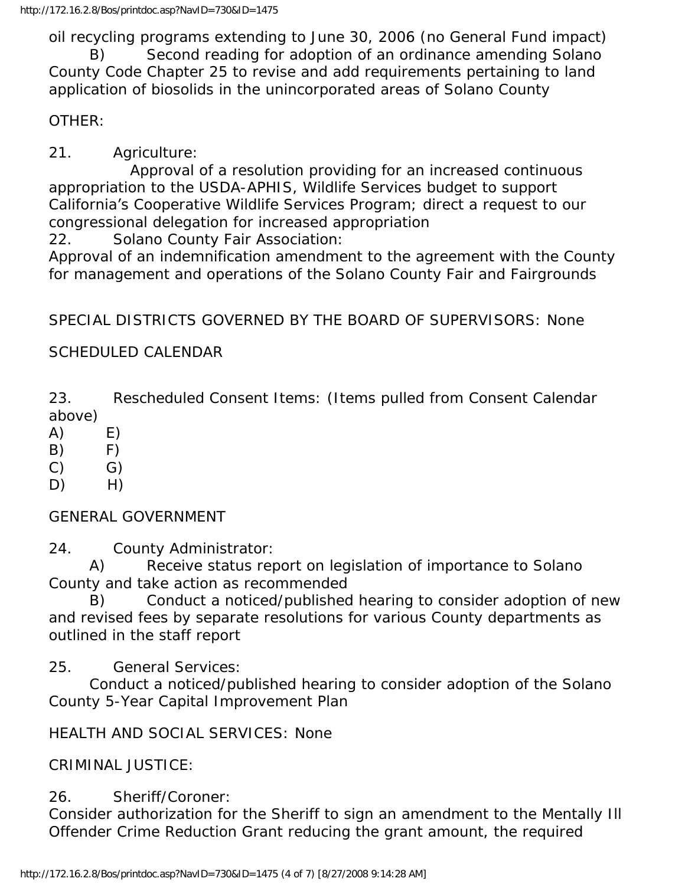oil recycling programs extending to June 30, 2006 (no General Fund impact)

B) Second reading for adoption of an ordinance amending Solano County Code Chapter 25 to revise and add requirements pertaining to land application of biosolids in the unincorporated areas of Solano County

OTHER:

21. Agriculture:

Approval of a resolution providing for an increased continuous appropriation to the USDA-APHIS, Wildlife Services budget to support California's Cooperative Wildlife Services Program; direct a request to our congressional delegation for increased appropriation

22. Solano County Fair Association:

Approval of an indemnification amendment to the agreement with the County for management and operations of the Solano County Fair and Fairgrounds

SPECIAL DISTRICTS GOVERNED BY THE BOARD OF SUPERVISORS: None

SCHEDULED CALENDAR

23. Rescheduled Consent Items: (Items pulled from Consent Calendar above)

A) E)
B) F)
C) G)
D) H)

GENERAL GOVERNMENT

24. County Administrator:

A) Receive status report on legislation of importance to Solano County and take action as recommended

B) Conduct a noticed/published hearing to consider adoption of new and revised fees by separate resolutions for various County departments as outlined in the staff report

25. General Services:

Conduct a noticed/published hearing to consider adoption of the Solano County 5-Year Capital Improvement Plan

HEALTH AND SOCIAL SERVICES: None

CRIMINAL JUSTICE:

26. Sheriff/Coroner:

Consider authorization for the Sheriff to sign an amendment to the Mentally Ill Offender Crime Reduction Grant reducing the grant amount, the required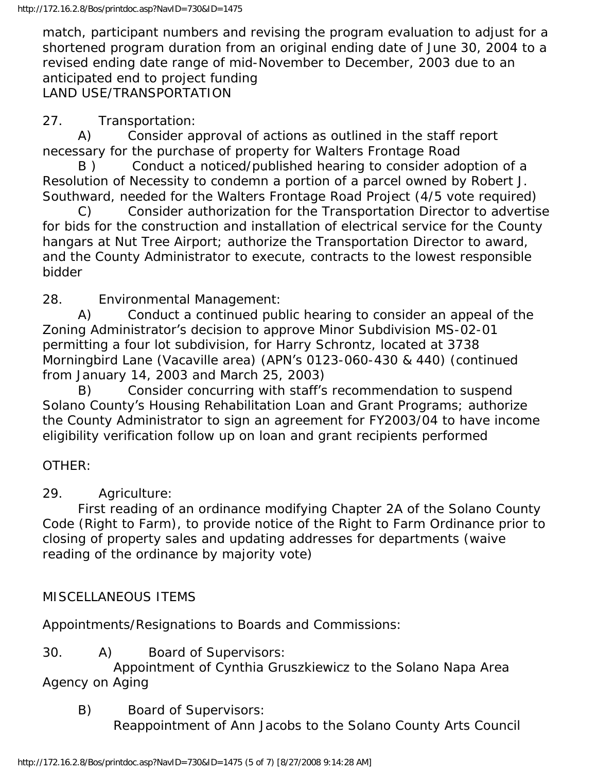match, participant numbers and revising the program evaluation to adjust for a shortened program duration from an original ending date of June 30, 2004 to a revised ending date range of mid-November to December, 2003 due to an anticipated end to project funding

LAND USE/TRANSPORTATION

27. Transportation:

A) Consider approval of actions as outlined in the staff report necessary for the purchase of property for Walters Frontage Road

B ) Conduct a noticed/published hearing to consider adoption of a Resolution of Necessity to condemn a portion of a parcel owned by Robert J. Southward, needed for the Walters Frontage Road Project (4/5 vote required)

C) Consider authorization for the Transportation Director to advertise for bids for the construction and installation of electrical service for the County hangars at Nut Tree Airport; authorize the Transportation Director to award, and the County Administrator to execute, contracts to the lowest responsible bidder

28. Environmental Management:

A) Conduct a continued public hearing to consider an appeal of the Zoning Administrator's decision to approve Minor Subdivision MS-02-01 permitting a four lot subdivision, for Harry Schrontz, located at 3738 Morningbird Lane (Vacaville area) (APN's 0123-060-430 & 440) (continued from January 14, 2003 and March 25, 2003)

B) Consider concurring with staff's recommendation to suspend Solano County's Housing Rehabilitation Loan and Grant Programs; authorize the County Administrator to sign an agreement for FY2003/04 to have income eligibility verification follow up on loan and grant recipients performed

OTHER:

29. Agriculture:

First reading of an ordinance modifying Chapter 2A of the Solano County Code (Right to Farm), to provide notice of the Right to Farm Ordinance prior to closing of property sales and updating addresses for departments (waive reading of the ordinance by majority vote)

MISCELLANEOUS ITEMS

Appointments/Resignations to Boards and Commissions:

30. A) Board of Supervisors:

Appointment of Cynthia Gruszkiewicz to the Solano Napa Area Agency on Aging

B) Board of Supervisors:

Reappointment of Ann Jacobs to the Solano County Arts Council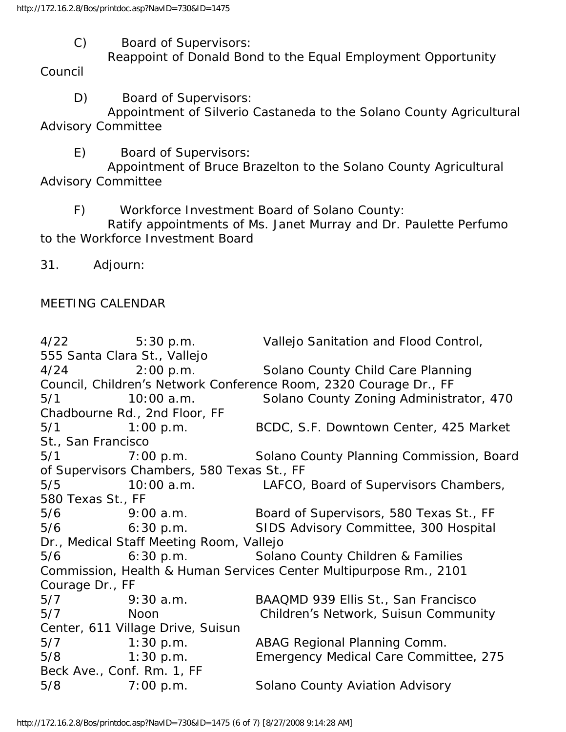C) Board of Supervisors:
Reappoint of Donald Bond to the Equal Employment Opportunity Council

D) Board of Supervisors:
Appointment of Silverio Castaneda to the Solano County Agricultural Advisory Committee

E) Board of Supervisors:
Appointment of Bruce Brazelton to the Solano County Agricultural Advisory Committee

F) Workforce Investment Board of Solano County:
Ratify appointments of Ms. Janet Murray and Dr. Paulette Perfumo to the Workforce Investment Board

31. Adjourn:

MEETING CALENDAR

4/22 5:30 p.m. Vallejo Sanitation and Flood Control, 555 Santa Clara St., Vallejo
4/24 2:00 p.m. Solano County Child Care Planning Council, Children's Network Conference Room, 2320 Courage Dr., FF
5/1 10:00 a.m. Solano County Zoning Administrator, 470 Chadbourne Rd., 2nd Floor, FF
5/1 1:00 p.m. BCDC, S.F. Downtown Center, 425 Market St., San Francisco
5/1 7:00 p.m. Solano County Planning Commission, Board of Supervisors Chambers, 580 Texas St., FF
5/5 10:00 a.m. LAFCO, Board of Supervisors Chambers, 580 Texas St., FF
5/6 9:00 a.m. Board of Supervisors, 580 Texas St., FF
5/6 6:30 p.m. SIDS Advisory Committee, 300 Hospital Dr., Medical Staff Meeting Room, Vallejo
5/6 6:30 p.m. Solano County Children & Families Commission, Health & Human Services Center Multipurpose Rm., 2101 Courage Dr., FF
5/7 9:30 a.m. BAAQMD 939 Ellis St., San Francisco
5/7 Noon Children's Network, Suisun Community Center, 611 Village Drive, Suisun
5/7 1:30 p.m. ABAG Regional Planning Comm.
5/8 1:30 p.m. Emergency Medical Care Committee, 275 Beck Ave., Conf. Rm. 1, FF
5/8 7:00 p.m. Solano County Aviation Advisory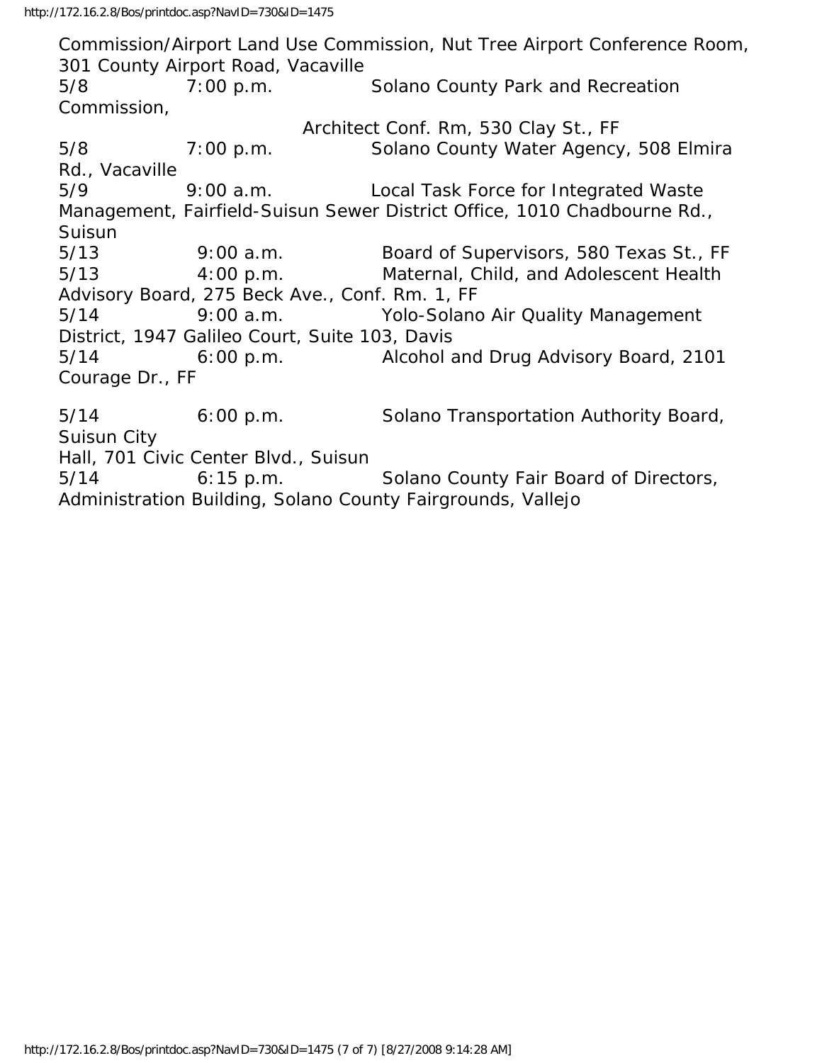Commission/Airport Land Use Commission, Nut Tree Airport Conference Room, 301 County Airport Road, Vacaville

5/8 7:00 p.m. Solano County Park and Recreation Commission,
Architect Conf. Rm, 530 Clay St., FF

5/8 7:00 p.m. Solano County Water Agency, 508 Elmira Rd., Vacaville

5/9 9:00 a.m. Local Task Force for Integrated Waste Management, Fairfield-Suisun Sewer District Office, 1010 Chadbourne Rd., Suisun

5/13 9:00 a.m. Board of Supervisors, 580 Texas St., FF

5/13 4:00 p.m. Maternal, Child, and Adolescent Health Advisory Board, 275 Beck Ave., Conf. Rm. 1, FF

5/14 9:00 a.m. Yolo-Solano Air Quality Management District, 1947 Galileo Court, Suite 103, Davis

5/14 6:00 p.m. Alcohol and Drug Advisory Board, 2101 Courage Dr., FF

5/14 6:00 p.m. Solano Transportation Authority Board, Suisun City
Hall, 701 Civic Center Blvd., Suisun

5/14 6:15 p.m. Solano County Fair Board of Directors, Administration Building, Solano County Fairgrounds, Vallejo